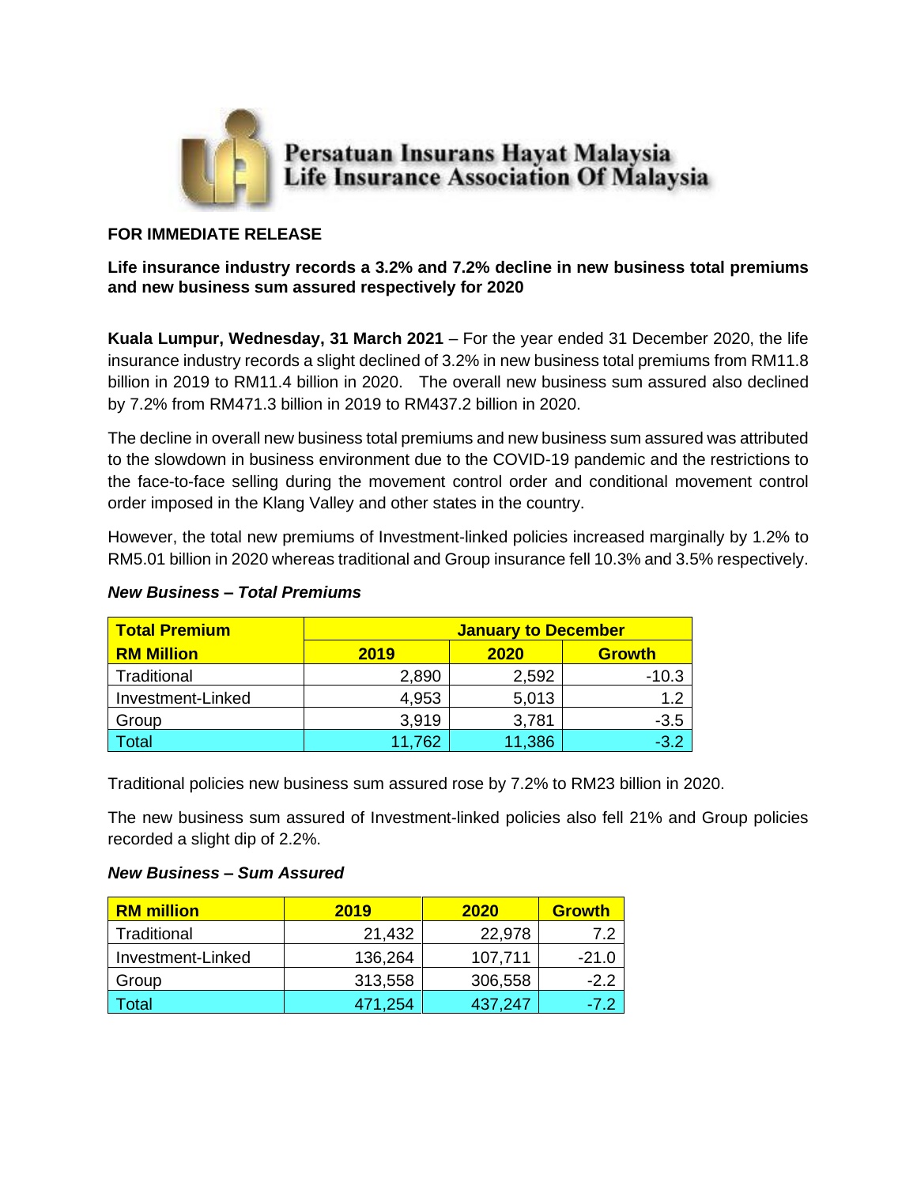Persatuan Insurans Hayat Malaysia
Life Insurance Association Of Malaysia

**FOR IMMEDIATE RELEASE**

**Life insurance industry records a 3.2% and 7.2% decline in new business total premiums and new business sum assured respectively for 2020**

**Kuala Lumpur, Wednesday, 31 March 2021** – For the year ended 31 December 2020, the life insurance industry records a slight declined of 3.2% in new business total premiums from RM11.8 billion in 2019 to RM11.4 billion in 2020. The overall new business sum assured also declined by 7.2% from RM471.3 billion in 2019 to RM437.2 billion in 2020.

The decline in overall new business total premiums and new business sum assured was attributed to the slowdown in business environment due to the COVID-19 pandemic and the restrictions to the face-to-face selling during the movement control order and conditional movement control order imposed in the Klang Valley and other states in the country.

However, the total new premiums of Investment-linked policies increased marginally by 1.2% to RM5.01 billion in 2020 whereas traditional and Group insurance fell 10.3% and 3.5% respectively.

***New Business – Total Premiums***

| Total Premium | January to December | | |
|---|---|---|---|
| RM Million | 2019 | 2020 | Growth |
| Traditional | 2,890 | 2,592 | -10.3 |
| Investment-Linked | 4,953 | 5,013 | 1.2 |
| Group | 3,919 | 3,781 | -3.5 |
| Total | 11,762 | 11,386 | -3.2 |

Traditional policies new business sum assured rose by 7.2% to RM23 billion in 2020.

The new business sum assured of Investment-linked policies also fell 21% and Group policies recorded a slight dip of 2.2%.

***New Business – Sum Assured***

| RM million | 2019 | 2020 | Growth |
|---|---|---|---|
| Traditional | 21,432 | 22,978 | 7.2 |
| Investment-Linked | 136,264 | 107,711 | -21.0 |
| Group | 313,558 | 306,558 | -2.2 |
| Total | 471,254 | 437,247 | -7.2 |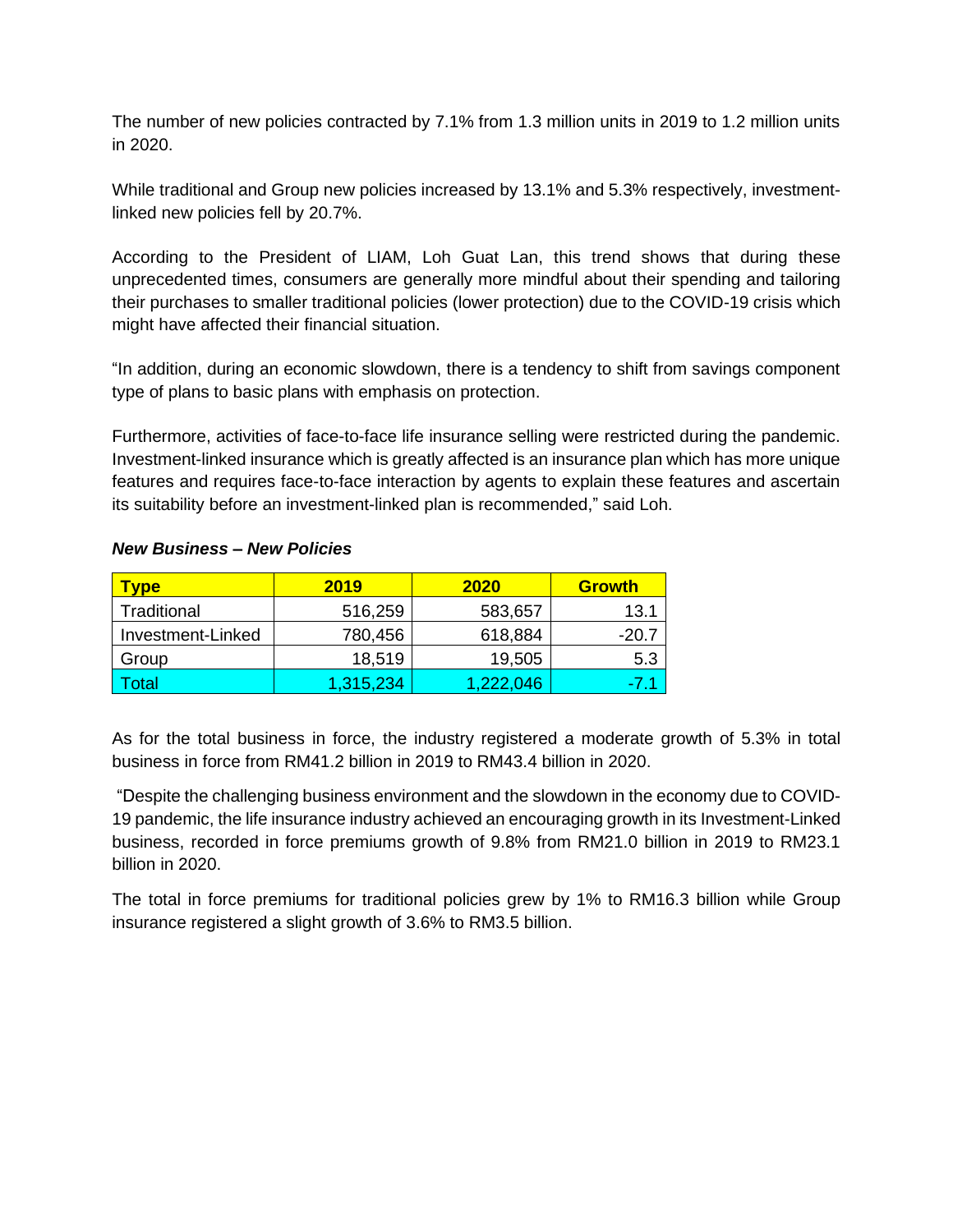The number of new policies contracted by 7.1% from 1.3 million units in 2019 to 1.2 million units in 2020.

While traditional and Group new policies increased by 13.1% and 5.3% respectively, investment-linked new policies fell by 20.7%.

According to the President of LIAM, Loh Guat Lan, this trend shows that during these unprecedented times, consumers are generally more mindful about their spending and tailoring their purchases to smaller traditional policies (lower protection) due to the COVID-19 crisis which might have affected their financial situation.

"In addition, during an economic slowdown, there is a tendency to shift from savings component type of plans to basic plans with emphasis on protection.

Furthermore, activities of face-to-face life insurance selling were restricted during the pandemic. Investment-linked insurance which is greatly affected is an insurance plan which has more unique features and requires face-to-face interaction by agents to explain these features and ascertain its suitability before an investment-linked plan is recommended," said Loh.

***New Business – New Policies***

| Type | 2019 | 2020 | Growth |
|---|---|---|---|
| Traditional | 516,259 | 583,657 | 13.1 |
| Investment-Linked | 780,456 | 618,884 | -20.7 |
| Group | 18,519 | 19,505 | 5.3 |
| Total | 1,315,234 | 1,222,046 | -7.1 |

As for the total business in force, the industry registered a moderate growth of 5.3% in total business in force from RM41.2 billion in 2019 to RM43.4 billion in 2020.

"Despite the challenging business environment and the slowdown in the economy due to COVID-19 pandemic, the life insurance industry achieved an encouraging growth in its Investment-Linked business, recorded in force premiums growth of 9.8% from RM21.0 billion in 2019 to RM23.1 billion in 2020.

The total in force premiums for traditional policies grew by 1% to RM16.3 billion while Group insurance registered a slight growth of 3.6% to RM3.5 billion.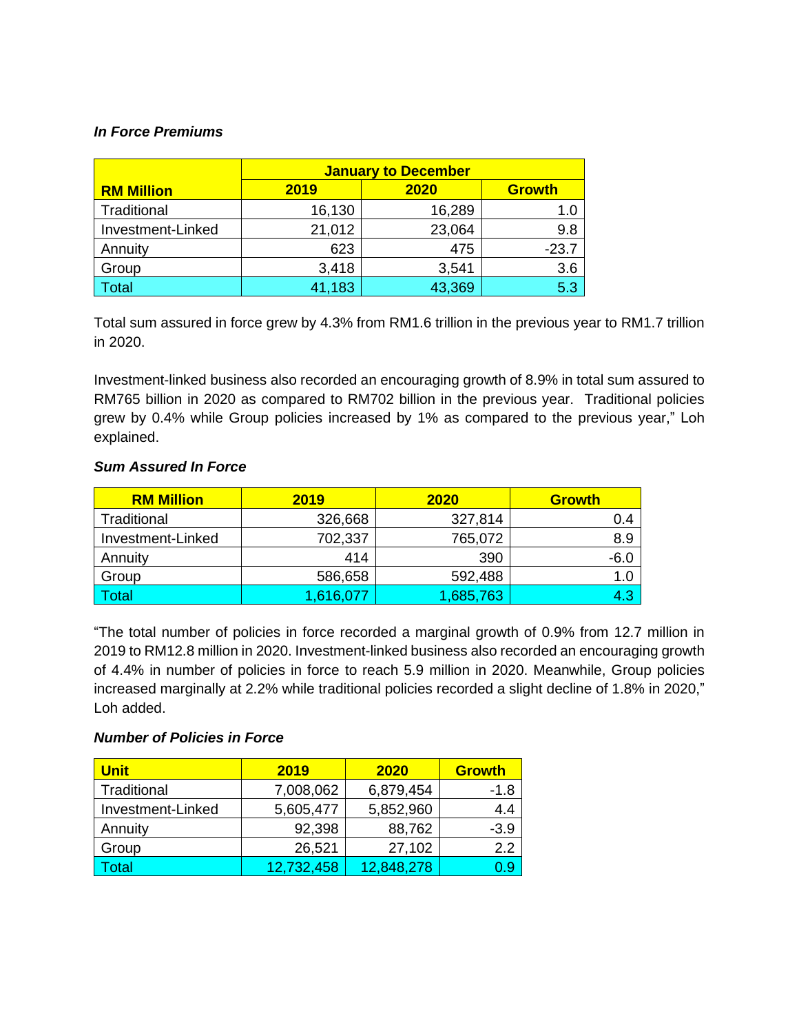***In Force Premiums***

| RM Million | January to December | | |
|---|---|---|---|
| | 2019 | 2020 | Growth |
| Traditional | 16,130 | 16,289 | 1.0 |
| Investment-Linked | 21,012 | 23,064 | 9.8 |
| Annuity | 623 | 475 | -23.7 |
| Group | 3,418 | 3,541 | 3.6 |
| Total | 41,183 | 43,369 | 5.3 |

Total sum assured in force grew by 4.3% from RM1.6 trillion in the previous year to RM1.7 trillion in 2020.

Investment-linked business also recorded an encouraging growth of 8.9% in total sum assured to RM765 billion in 2020 as compared to RM702 billion in the previous year. Traditional policies grew by 0.4% while Group policies increased by 1% as compared to the previous year," Loh explained.

***Sum Assured In Force***

| RM Million | 2019 | 2020 | Growth |
|---|---|---|---|
| Traditional | 326,668 | 327,814 | 0.4 |
| Investment-Linked | 702,337 | 765,072 | 8.9 |
| Annuity | 414 | 390 | -6.0 |
| Group | 586,658 | 592,488 | 1.0 |
| Total | 1,616,077 | 1,685,763 | 4.3 |

"The total number of policies in force recorded a marginal growth of 0.9% from 12.7 million in 2019 to RM12.8 million in 2020. Investment-linked business also recorded an encouraging growth of 4.4% in number of policies in force to reach 5.9 million in 2020. Meanwhile, Group policies increased marginally at 2.2% while traditional policies recorded a slight decline of 1.8% in 2020," Loh added.

***Number of Policies in Force***

| Unit | 2019 | 2020 | Growth |
|---|---|---|---|
| Traditional | 7,008,062 | 6,879,454 | -1.8 |
| Investment-Linked | 5,605,477 | 5,852,960 | 4.4 |
| Annuity | 92,398 | 88,762 | -3.9 |
| Group | 26,521 | 27,102 | 2.2 |
| Total | 12,732,458 | 12,848,278 | 0.9 |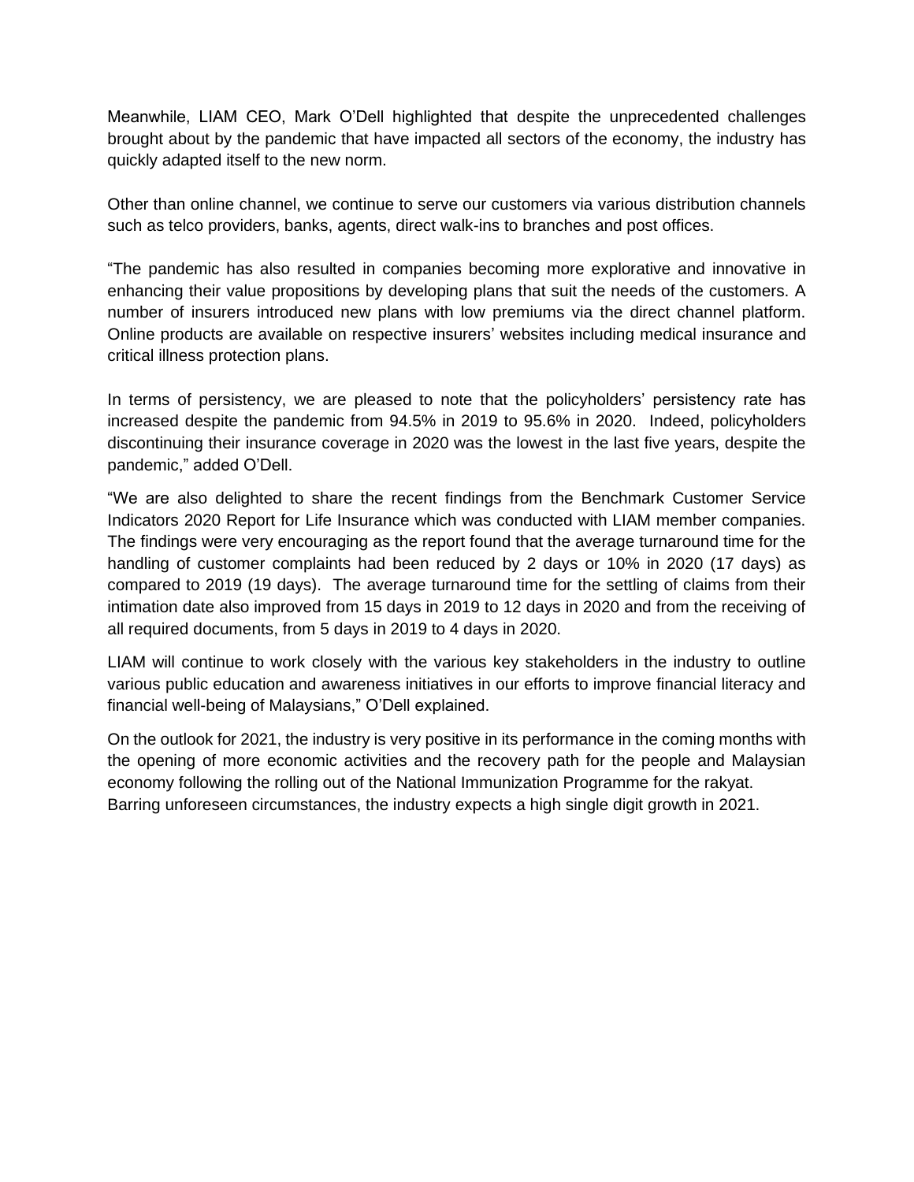Meanwhile, LIAM CEO, Mark O'Dell highlighted that despite the unprecedented challenges brought about by the pandemic that have impacted all sectors of the economy, the industry has quickly adapted itself to the new norm.

Other than online channel, we continue to serve our customers via various distribution channels such as telco providers, banks, agents, direct walk-ins to branches and post offices.

"The pandemic has also resulted in companies becoming more explorative and innovative in enhancing their value propositions by developing plans that suit the needs of the customers. A number of insurers introduced new plans with low premiums via the direct channel platform. Online products are available on respective insurers' websites including medical insurance and critical illness protection plans.

In terms of persistency, we are pleased to note that the policyholders' persistency rate has increased despite the pandemic from 94.5% in 2019 to 95.6% in 2020. Indeed, policyholders discontinuing their insurance coverage in 2020 was the lowest in the last five years, despite the pandemic," added O'Dell.

"We are also delighted to share the recent findings from the Benchmark Customer Service Indicators 2020 Report for Life Insurance which was conducted with LIAM member companies. The findings were very encouraging as the report found that the average turnaround time for the handling of customer complaints had been reduced by 2 days or 10% in 2020 (17 days) as compared to 2019 (19 days). The average turnaround time for the settling of claims from their intimation date also improved from 15 days in 2019 to 12 days in 2020 and from the receiving of all required documents, from 5 days in 2019 to 4 days in 2020.

LIAM will continue to work closely with the various key stakeholders in the industry to outline various public education and awareness initiatives in our efforts to improve financial literacy and financial well-being of Malaysians," O'Dell explained.

On the outlook for 2021, the industry is very positive in its performance in the coming months with the opening of more economic activities and the recovery path for the people and Malaysian economy following the rolling out of the National Immunization Programme for the rakyat. Barring unforeseen circumstances, the industry expects a high single digit growth in 2021.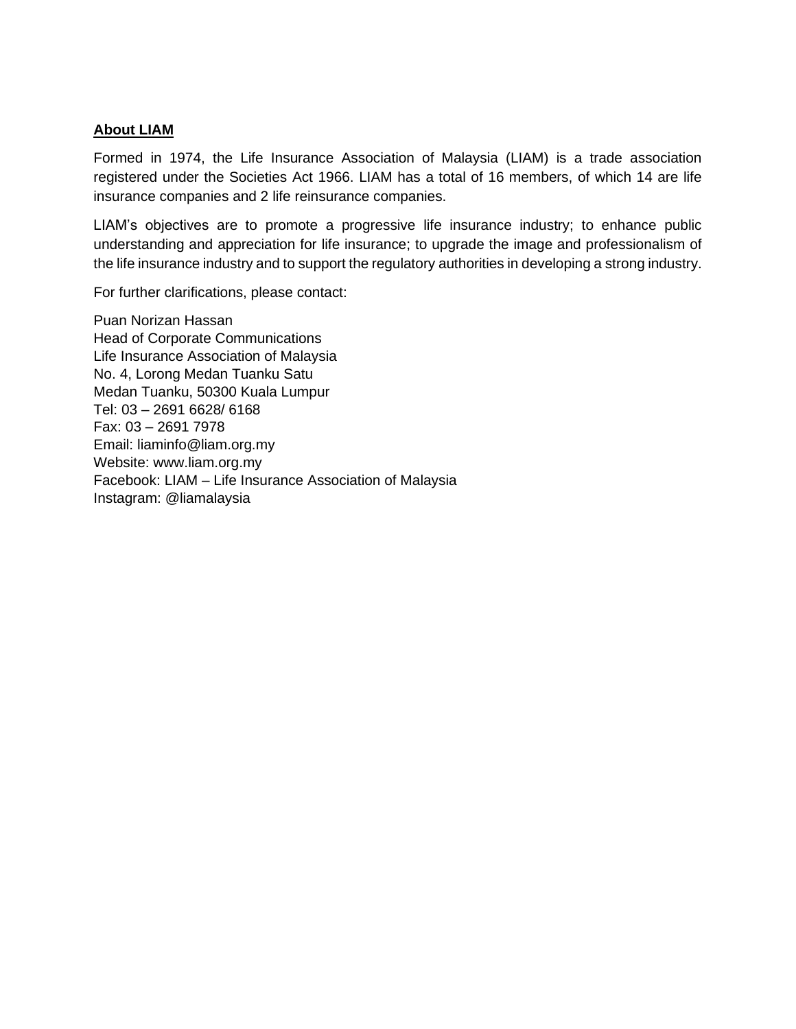**<u>About LIAM</u>**

Formed in 1974, the Life Insurance Association of Malaysia (LIAM) is a trade association registered under the Societies Act 1966. LIAM has a total of 16 members, of which 14 are life insurance companies and 2 life reinsurance companies.

LIAM's objectives are to promote a progressive life insurance industry; to enhance public understanding and appreciation for life insurance; to upgrade the image and professionalism of the life insurance industry and to support the regulatory authorities in developing a strong industry.

For further clarifications, please contact:

Puan Norizan Hassan  
Head of Corporate Communications  
Life Insurance Association of Malaysia  
No. 4, Lorong Medan Tuanku Satu  
Medan Tuanku, 50300 Kuala Lumpur  
Tel: 03 – 2691 6628/ 6168  
Fax: 03 – 2691 7978  
Email: liaminfo@liam.org.my  
Website: www.liam.org.my  
Facebook: LIAM – Life Insurance Association of Malaysia  
Instagram: @liamalaysia